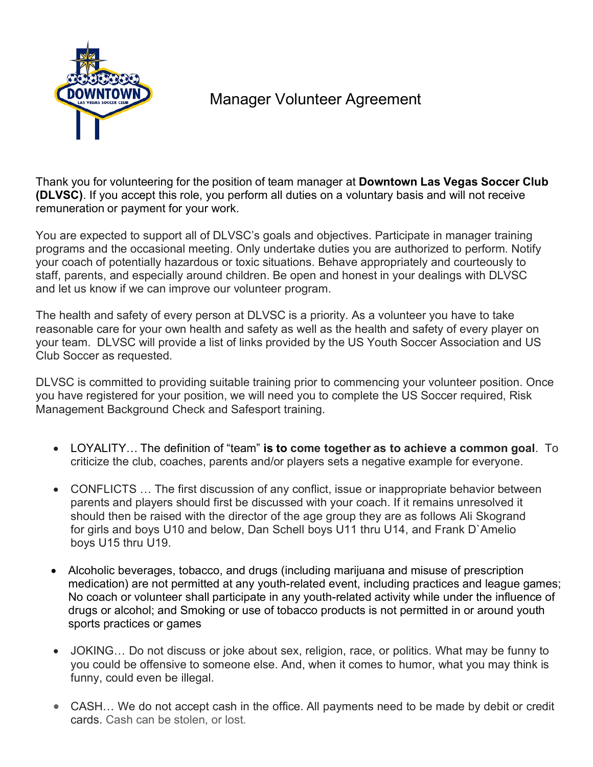# Manager Volunteer Agreement

Thank you for volunteering for the position of team manager at **Downtown Las Vegas Soccer Club (DLVSC)**. If you accept this role, you perform all duties on a voluntary basis and will not receive remuneration or payment for your work.

You are expected to support all of DLVSC's goals and objectives. Participate in manager training programs and the occasional meeting. Only undertake duties you are authorized to perform. Notify your coach of potentially hazardous or toxic situations. Behave appropriately and courteously to staff, parents, and especially around children. Be open and honest in your dealings with DLVSC and let us know if we can improve our volunteer program.

The health and safety of every person at DLVSC is a priority. As a volunteer you have to take reasonable care for your own health and safety as well as the health and safety of every player on your team. DLVSC will provide a list of links provided by the US Youth Soccer Association and US Club Soccer as requested.

DLVSC is committed to providing suitable training prior to commencing your volunteer position. Once you have registered for your position, we will need you to complete the US Soccer required, Risk Management Background Check and Safesport training.

- LOYALITY… The definition of "team" **is to come together as to achieve a common goal**. To criticize the club, coaches, parents and/or players sets a negative example for everyone.
- CONFLICTS … The first discussion of any conflict, issue or inappropriate behavior between parents and players should first be discussed with your coach. If it remains unresolved it should then be raised with the director of the age group they are as follows Ali Skogrand for girls and boys U10 and below, Dan Schell boys U11 thru U14, and Frank D`Amelio boys U15 thru U19.
- Alcoholic beverages, tobacco, and drugs (including marijuana and misuse of prescription medication) are not permitted at any youth-related event, including practices and league games; No coach or volunteer shall participate in any youth-related activity while under the influence of drugs or alcohol; and Smoking or use of tobacco products is not permitted in or around youth sports practices or games
- JOKING… Do not discuss or joke about sex, religion, race, or politics. What may be funny to you could be offensive to someone else. And, when it comes to humor, what you may think is funny, could even be illegal.
- CASH… We do not accept cash in the office. All payments need to be made by debit or credit cards. Cash can be stolen, or lost.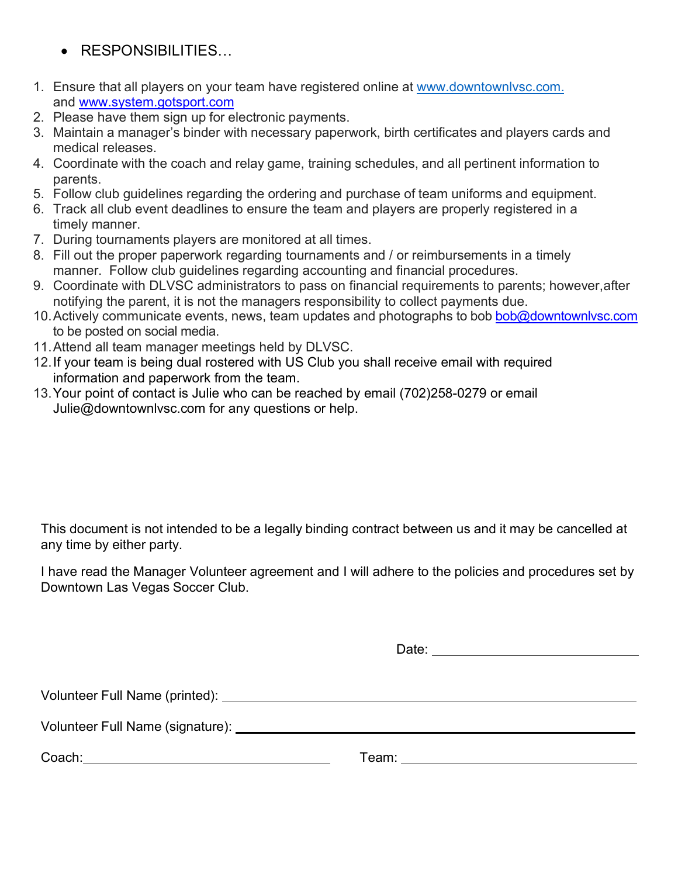- RESPONSIBILITIES…

1. Ensure that all players on your team have registered online at www.downtownlvsc.com. and www.system.gotsport.com
2. Please have them sign up for electronic payments.
3. Maintain a manager's binder with necessary paperwork, birth certificates and players cards and medical releases.
4. Coordinate with the coach and relay game, training schedules, and all pertinent information to parents.
5. Follow club guidelines regarding the ordering and purchase of team uniforms and equipment.
6. Track all club event deadlines to ensure the team and players are properly registered in a timely manner.
7. During tournaments players are monitored at all times.
8. Fill out the proper paperwork regarding tournaments and / or reimbursements in a timely manner. Follow club guidelines regarding accounting and financial procedures.
9. Coordinate with DLVSC administrators to pass on financial requirements to parents; however,after notifying the parent, it is not the managers responsibility to collect payments due.
10. Actively communicate events, news, team updates and photographs to bob bob@downtownlvsc.com to be posted on social media.
11. Attend all team manager meetings held by DLVSC.
12. If your team is being dual rostered with US Club you shall receive email with required information and paperwork from the team.
13. Your point of contact is Julie who can be reached by email (702)258-0279 or email Julie@downtownlvsc.com for any questions or help.

This document is not intended to be a legally binding contract between us and it may be cancelled at any time by either party.

I have read the Manager Volunteer agreement and I will adhere to the policies and procedures set by Downtown Las Vegas Soccer Club.

Date: ____________________

Volunteer Full Name (printed): ____________________

Volunteer Full Name (signature): ____________________

Coach: ____________________ Team: ____________________